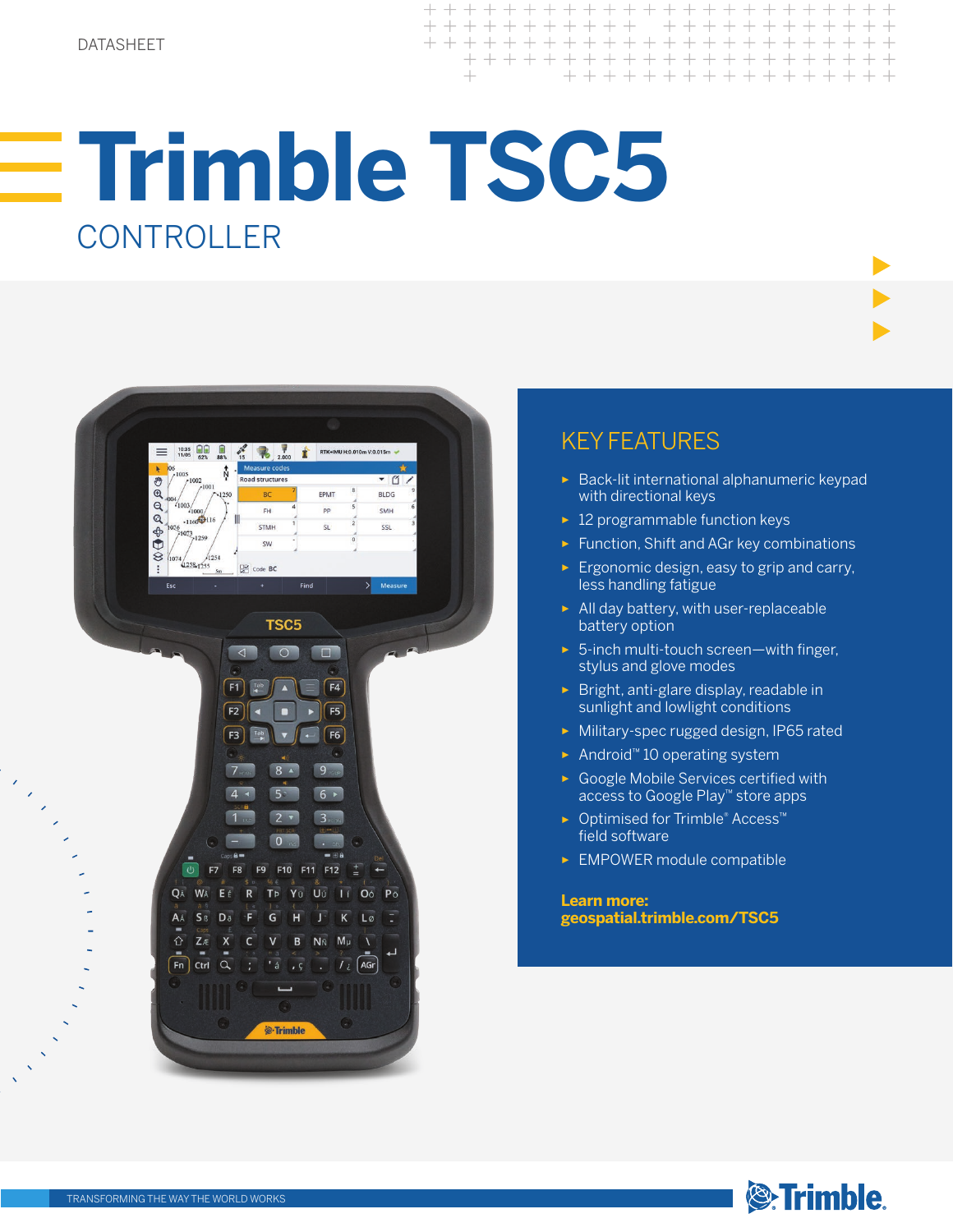DATASHEET

# Trimble TSC5

## CONTROLLER

## KEY FEATURES

- Back-lit international alphanumeric keypad with directional keys
- 12 programmable function keys
- Function, Shift and AGr key combinations
- Ergonomic design, easy to grip and carry, less handling fatigue
- All day battery, with user-replaceable battery option
- 5-inch multi-touch screen—with finger, stylus and glove modes
- Bright, anti-glare display, readable in sunlight and lowlight conditions
- Military-spec rugged design, IP65 rated
- Android™ 10 operating system
- Google Mobile Services certified with access to Google Play™ store apps
- Optimised for Trimble® Access™ field software
- EMPOWER module compatible

**Learn more:**
**geospatial.trimble.com/TSC5**

TRANSFORMING THE WAY THE WORLD WORKS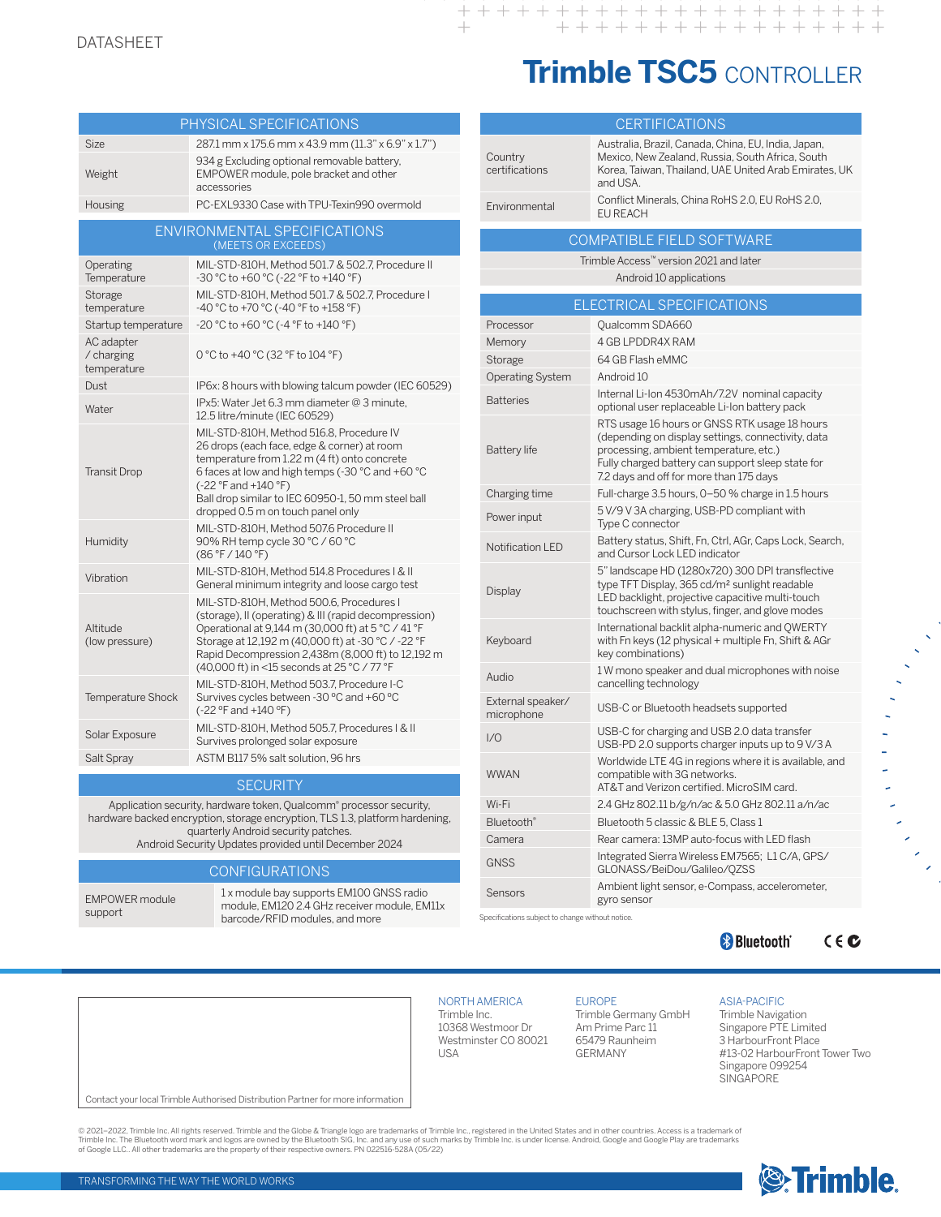DATASHEET

# Trimble TSC5 CONTROLLER

## PHYSICAL SPECIFICATIONS

| | |
|---|---|
| Size | 287.1 mm x 175.6 mm x 43.9 mm (11.3" x 6.9" x 1.7") |
| Weight | 934 g Excluding optional removable battery, EMPOWER module, pole bracket and other accessories |
| Housing | PC-EXL9330 Case with TPU-Texin990 overmold |

## ENVIRONMENTAL SPECIFICATIONS (MEETS OR EXCEEDS)

| | |
|---|---|
| Operating Temperature | MIL-STD-810H, Method 501.7 & 502.7, Procedure II -30 °C to +60 °C (-22 °F to +140 °F) |
| Storage temperature | MIL-STD-810H, Method 501.7 & 502.7, Procedure I -40 °C to +70 °C (-40 °F to +158 °F) |
| Startup temperature | -20 °C to +60 °C (-4 °F to +140 °F) |
| AC adapter / charging temperature | 0 °C to +40 °C (32 °F to 104 °F) |
| Dust | IP6x: 8 hours with blowing talcum powder (IEC 60529) |
| Water | IPx5: Water Jet 6.3 mm diameter @ 3 minute, 12.5 litre/minute (IEC 60529) |
| Transit Drop | MIL-STD-810H, Method 516.8, Procedure IV 26 drops (each face, edge & corner) at room temperature from 1.22 m (4 ft) onto concrete 6 faces at low and high temps (-30 °C and +60 °C (-22 °F and +140 °F) Ball drop similar to IEC 60950-1, 50 mm steel ball dropped 0.5 m on touch panel only |
| Humidity | MIL-STD-810H, Method 507.6 Procedure II 90% RH temp cycle 30 °C / 60 °C (86 °F / 140 °F) |
| Vibration | MIL-STD-810H, Method 514.8 Procedures I & II General minimum integrity and loose cargo test |
| Altitude (low pressure) | MIL-STD-810H, Method 500.6, Procedures I (storage), II (operating) & III (rapid decompression) Operational at 9,144 m (30,000 ft) at 5 °C / 41 °F Storage at 12,192 m (40,000 ft) at -30 °C / -22 °F Rapid Decompression 2,438m (8,000 ft) to 12,192 m (40,000 ft) in <15 seconds at 25 °C / 77 °F |
| Temperature Shock | MIL-STD-810H, Method 503.7, Procedure I-C Survives cycles between -30 °C and +60 °C (-22 °F and +140 °F) |
| Solar Exposure | MIL-STD-810H, Method 505.7, Procedures I & II Survives prolonged solar exposure |
| Salt Spray | ASTM B117 5% salt solution, 96 hrs |

## SECURITY

Application security, hardware token, Qualcomm® processor security, hardware backed encryption, storage encryption, TLS 1.3, platform hardening, quarterly Android security patches.
Android Security Updates provided until December 2024

## CONFIGURATIONS

| | |
|---|---|
| EMPOWER module support | 1 x module bay supports EM100 GNSS radio module, EM120 2.4 GHz receiver module, EM11x barcode/RFID modules, and more |

## CERTIFICATIONS

| | |
|---|---|
| Country certifications | Australia, Brazil, Canada, China, EU, India, Japan, Mexico, New Zealand, Russia, South Africa, South Korea, Taiwan, Thailand, UAE United Arab Emirates, UK and USA. |
| Environmental | Conflict Minerals, China RoHS 2.0, EU RoHS 2.0, EU REACH |

## COMPATIBLE FIELD SOFTWARE

Trimble Access™ version 2021 and later

Android 10 applications

## ELECTRICAL SPECIFICATIONS

| | |
|---|---|
| Processor | Qualcomm SDA660 |
| Memory | 4 GB LPDDR4X RAM |
| Storage | 64 GB Flash eMMC |
| Operating System | Android 10 |
| Batteries | Internal Li-Ion 4530mAh/7.2V nominal capacity optional user replaceable Li-Ion battery pack |
| Battery life | RTS usage 16 hours or GNSS RTK usage 18 hours (depending on display settings, connectivity, data processing, ambient temperature, etc.) Fully charged battery can support sleep state for 7.2 days and off for more than 175 days |
| Charging time | Full-charge 3.5 hours, 0–50 % charge in 1.5 hours |
| Power input | 5 V/9 V 3A charging, USB-PD compliant with Type C connector |
| Notification LED | Battery status, Shift, Fn, Ctrl, AGr, Caps Lock, Search, and Cursor Lock LED indicator |
| Display | 5" landscape HD (1280x720) 300 DPI transflective type TFT Display, 365 cd/m² sunlight readable LED backlight, projective capacitive multi-touch touchscreen with stylus, finger, and glove modes |
| Keyboard | International backlit alpha-numeric and QWERTY with Fn keys (12 physical + multiple Fn, Shift & AGr key combinations) |
| Audio | 1 W mono speaker and dual microphones with noise cancelling technology |
| External speaker/ microphone | USB-C or Bluetooth headsets supported |
| I/O | USB-C for charging and USB 2.0 data transfer USB-PD 2.0 supports charger inputs up to 9 V/3 A |
| WWAN | Worldwide LTE 4G in regions where it is available, and compatible with 3G networks. AT&T and Verizon certified. MicroSIM card. |
| Wi-Fi | 2.4 GHz 802.11 b/g/n/ac & 5.0 GHz 802.11 a/n/ac |
| Bluetooth® | Bluetooth 5 classic & BLE 5, Class 1 |
| Camera | Rear camera: 13MP auto-focus with LED flash |
| GNSS | Integrated Sierra Wireless EM7565; L1 C/A, GPS/ GLONASS/BeiDou/Galileo/QZSS |
| Sensors | Ambient light sensor, e-Compass, accelerometer, gyro sensor |

Specifications subject to change without notice.

Contact your local Trimble Authorised Distribution Partner for more information

**NORTH AMERICA**
Trimble Inc.
10368 Westmoor Dr
Westminster CO 80021
USA

**EUROPE**
Trimble Germany GmbH
Am Prime Parc 11
65479 Raunheim
GERMANY

**ASIA-PACIFIC**
Trimble Navigation
Singapore PTE Limited
3 HarbourFront Place
#13-02 HarbourFront Tower Two
Singapore 099254
SINGAPORE

© 2021–2022, Trimble Inc. All rights reserved. Trimble and the Globe & Triangle logo are trademarks of Trimble Inc., registered in the United States and in other countries. Access is a trademark of Trimble Inc. The Bluetooth word mark and logos are owned by the Bluetooth SIG, Inc. and any use of such marks by Trimble Inc. is under license. Android, Google and Google Play are trademarks of Google LLC.. All other trademarks are the property of their respective owners. PN 022516-528A (05/22)

TRANSFORMING THE WAY THE WORLD WORKS